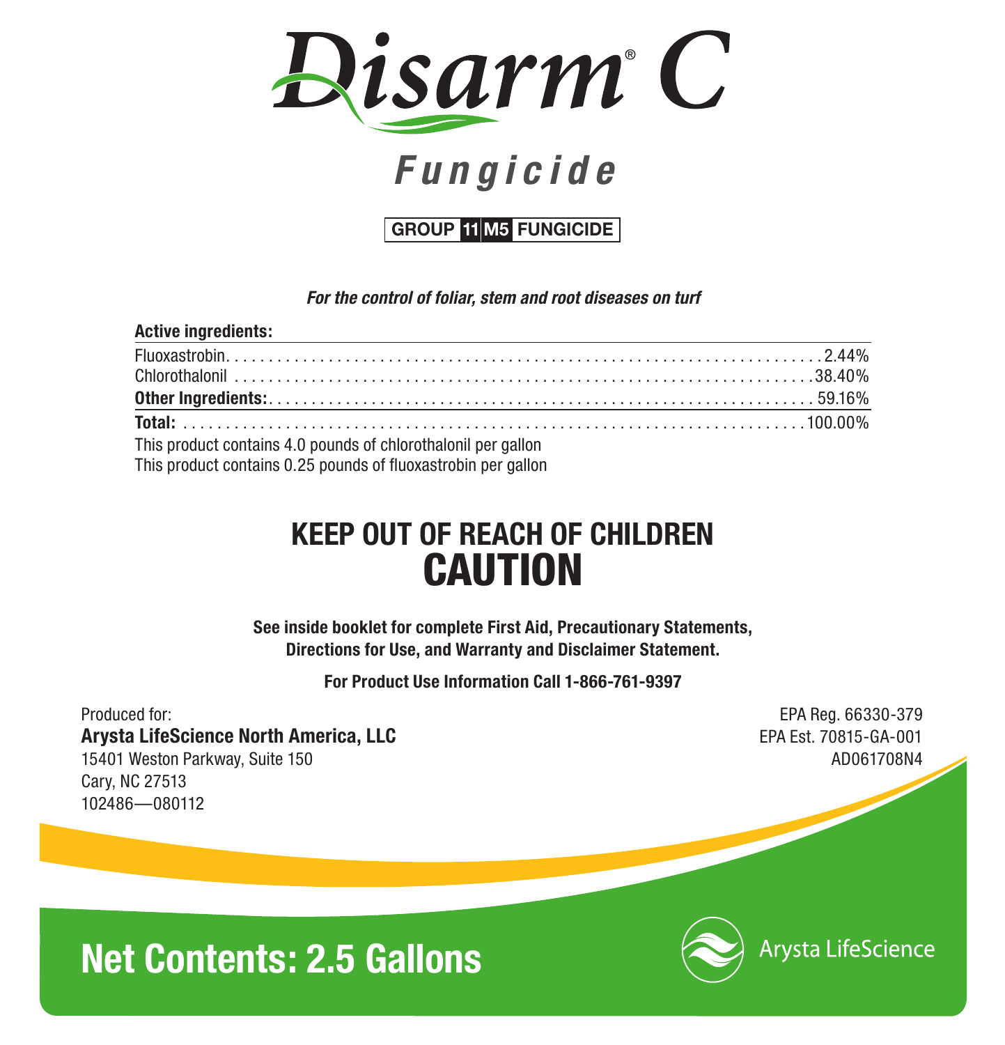# Disarm® C

## *Fungicide*

**GROUP 11 M5 FUNGICIDE**

***For the control of foliar, stem and root diseases on turf***

| **Active ingredients:** | |
|---|---|
| Fluoxastrobin | 2.44% |
| Chlorothalonil | 38.40% |
| **Other Ingredients:** | 59.16% |
| **Total:** | 100.00% |

This product contains 4.0 pounds of chlorothalonil per gallon
This product contains 0.25 pounds of fluoxastrobin per gallon

## KEEP OUT OF REACH OF CHILDREN
# CAUTION

**See inside booklet for complete First Aid, Precautionary Statements, Directions for Use, and Warranty and Disclaimer Statement.**

**For Product Use Information Call 1-866-761-9397**

Produced for:
**Arysta LifeScience North America, LLC**
15401 Weston Parkway, Suite 150
Cary, NC 27513
102486—080112

EPA Reg. 66330-379
EPA Est. 70815-GA-001
AD061708N4

## Net Contents: 2.5 Gallons

Arysta LifeScience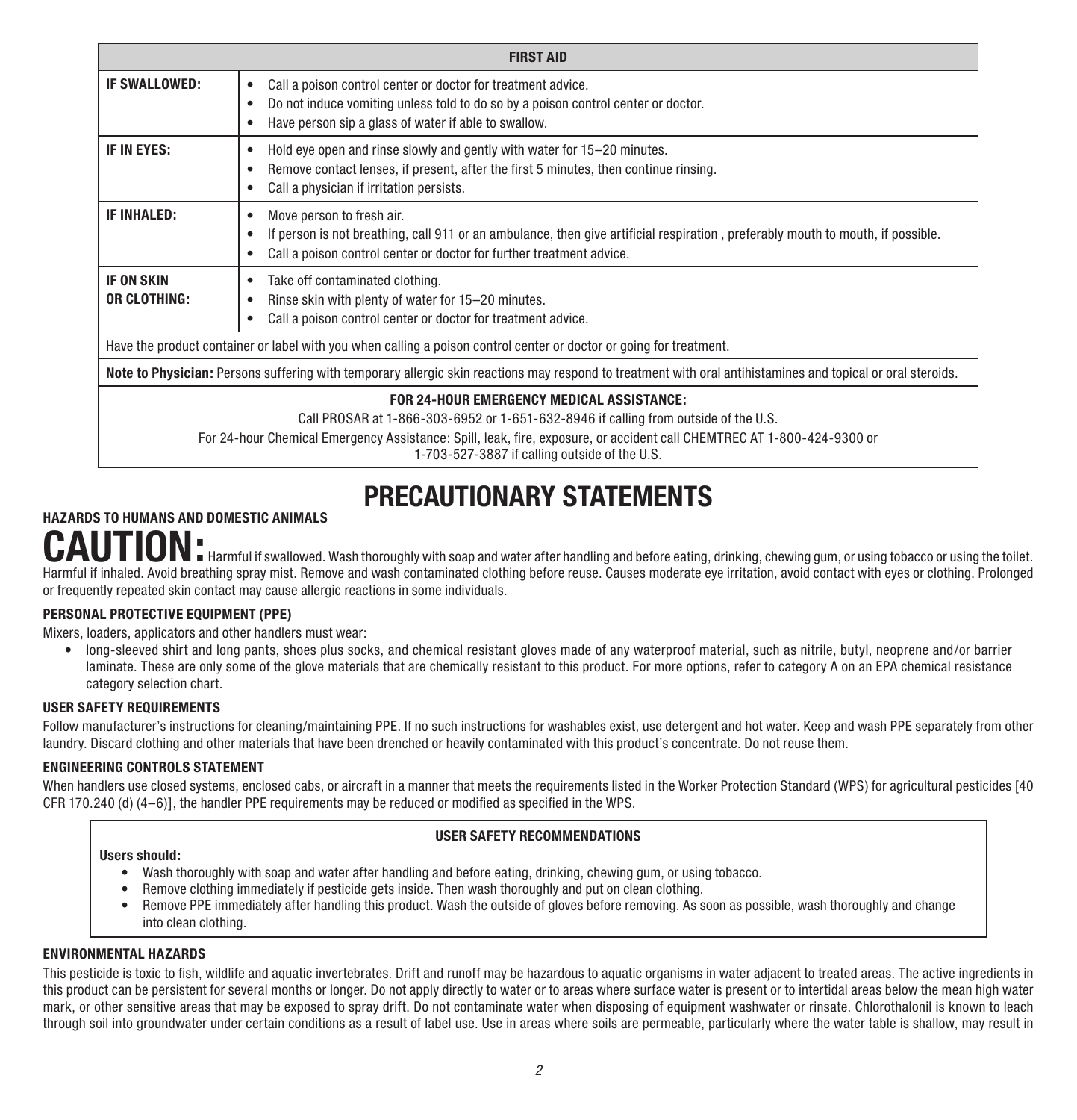| FIRST AID | |
|---|---|
| **IF SWALLOWED:** | • Call a poison control center or doctor for treatment advice.<br>• Do not induce vomiting unless told to do so by a poison control center or doctor.<br>• Have person sip a glass of water if able to swallow. |
| **IF IN EYES:** | • Hold eye open and rinse slowly and gently with water for 15–20 minutes.<br>• Remove contact lenses, if present, after the first 5 minutes, then continue rinsing.<br>• Call a physician if irritation persists. |
| **IF INHALED:** | • Move person to fresh air.<br>• If person is not breathing, call 911 or an ambulance, then give artificial respiration , preferably mouth to mouth, if possible.<br>• Call a poison control center or doctor for further treatment advice. |
| **IF ON SKIN OR CLOTHING:** | • Take off contaminated clothing.<br>• Rinse skin with plenty of water for 15–20 minutes.<br>• Call a poison control center or doctor for treatment advice. |
| Have the product container or label with you when calling a poison control center or doctor or going for treatment. | |
| **Note to Physician:** Persons suffering with temporary allergic skin reactions may respond to treatment with oral antihistamines and topical or oral steroids. | |
| **FOR 24-HOUR EMERGENCY MEDICAL ASSISTANCE:**<br>Call PROSAR at 1-866-303-6952 or 1-651-632-8946 if calling from outside of the U.S.<br>For 24-hour Chemical Emergency Assistance: Spill, leak, fire, exposure, or accident call CHEMTREC AT 1-800-424-9300 or 1-703-527-3887 if calling outside of the U.S. | |

# PRECAUTIONARY STATEMENTS

### HAZARDS TO HUMANS AND DOMESTIC ANIMALS

**CAUTION:** Harmful if swallowed. Wash thoroughly with soap and water after handling and before eating, drinking, chewing gum, or using tobacco or using the toilet. Harmful if inhaled. Avoid breathing spray mist. Remove and wash contaminated clothing before reuse. Causes moderate eye irritation, avoid contact with eyes or clothing. Prolonged or frequently repeated skin contact may cause allergic reactions in some individuals.

### PERSONAL PROTECTIVE EQUIPMENT (PPE)

Mixers, loaders, applicators and other handlers must wear:

- long-sleeved shirt and long pants, shoes plus socks, and chemical resistant gloves made of any waterproof material, such as nitrile, butyl, neoprene and/or barrier laminate. These are only some of the glove materials that are chemically resistant to this product. For more options, refer to category A on an EPA chemical resistance category selection chart.

### USER SAFETY REQUIREMENTS

Follow manufacturer's instructions for cleaning/maintaining PPE. If no such instructions for washables exist, use detergent and hot water. Keep and wash PPE separately from other laundry. Discard clothing and other materials that have been drenched or heavily contaminated with this product's concentrate. Do not reuse them.

### ENGINEERING CONTROLS STATEMENT

When handlers use closed systems, enclosed cabs, or aircraft in a manner that meets the requirements listed in the Worker Protection Standard (WPS) for agricultural pesticides [40 CFR 170.240 (d) (4–6)], the handler PPE requirements may be reduced or modified as specified in the WPS.

### USER SAFETY RECOMMENDATIONS

**Users should:**

- Wash thoroughly with soap and water after handling and before eating, drinking, chewing gum, or using tobacco.
- Remove clothing immediately if pesticide gets inside. Then wash thoroughly and put on clean clothing.
- Remove PPE immediately after handling this product. Wash the outside of gloves before removing. As soon as possible, wash thoroughly and change into clean clothing.

### ENVIRONMENTAL HAZARDS

This pesticide is toxic to fish, wildlife and aquatic invertebrates. Drift and runoff may be hazardous to aquatic organisms in water adjacent to treated areas. The active ingredients in this product can be persistent for several months or longer. Do not apply directly to water or to areas where surface water is present or to intertidal areas below the mean high water mark, or other sensitive areas that may be exposed to spray drift. Do not contaminate water when disposing of equipment washwater or rinsate. Chlorothalonil is known to leach through soil into groundwater under certain conditions as a result of label use. Use in areas where soils are permeable, particularly where the water table is shallow, may result in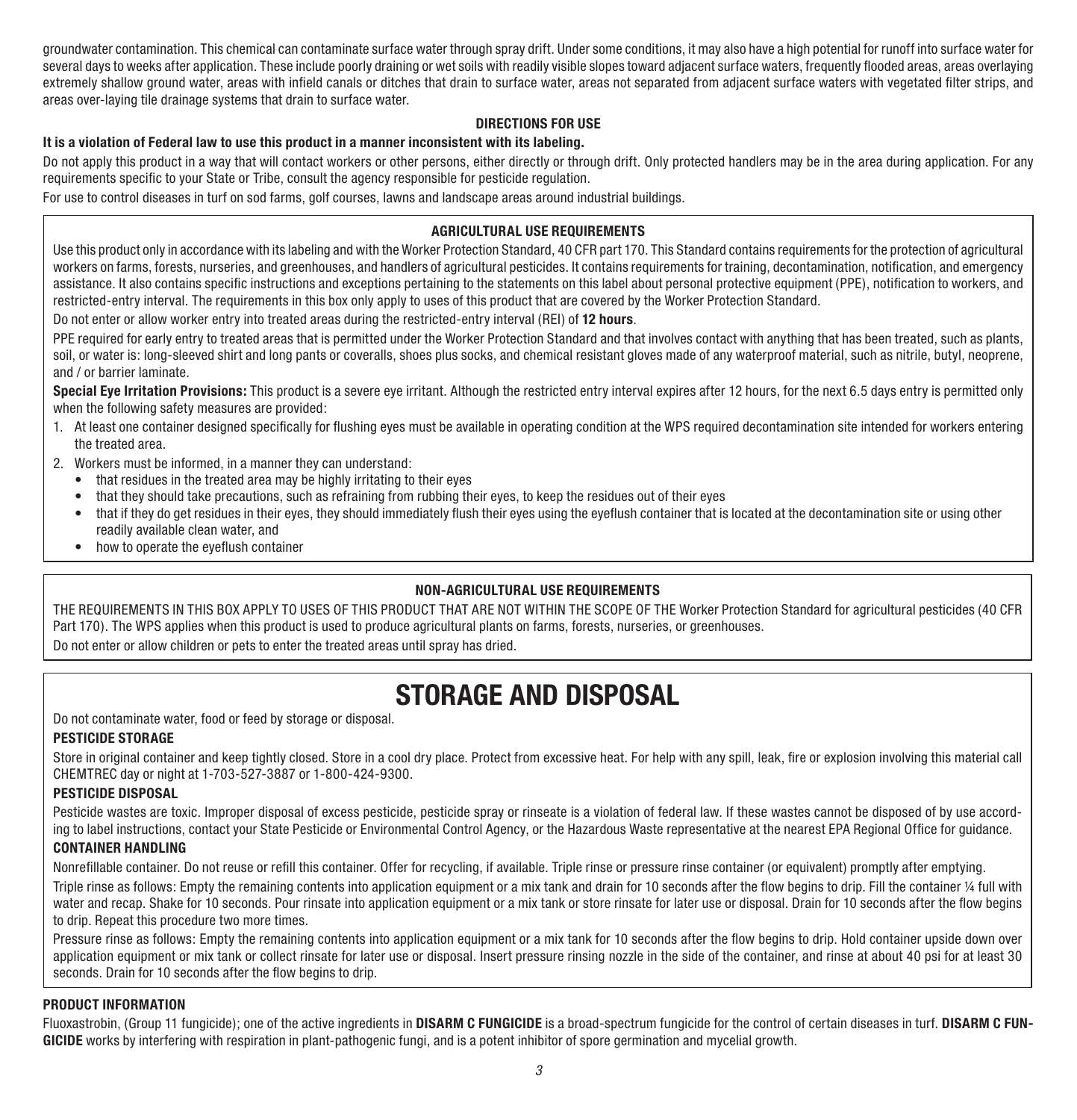groundwater contamination. This chemical can contaminate surface water through spray drift. Under some conditions, it may also have a high potential for runoff into surface water for several days to weeks after application. These include poorly draining or wet soils with readily visible slopes toward adjacent surface waters, frequently flooded areas, areas overlaying extremely shallow ground water, areas with infield canals or ditches that drain to surface water, areas not separated from adjacent surface waters with vegetated filter strips, and areas over-laying tile drainage systems that drain to surface water.

## DIRECTIONS FOR USE

**It is a violation of Federal law to use this product in a manner inconsistent with its labeling.**

Do not apply this product in a way that will contact workers or other persons, either directly or through drift. Only protected handlers may be in the area during application. For any requirements specific to your State or Tribe, consult the agency responsible for pesticide regulation.

For use to control diseases in turf on sod farms, golf courses, lawns and landscape areas around industrial buildings.

### AGRICULTURAL USE REQUIREMENTS

Use this product only in accordance with its labeling and with the Worker Protection Standard, 40 CFR part 170. This Standard contains requirements for the protection of agricultural workers on farms, forests, nurseries, and greenhouses, and handlers of agricultural pesticides. It contains requirements for training, decontamination, notification, and emergency assistance. It also contains specific instructions and exceptions pertaining to the statements on this label about personal protective equipment (PPE), notification to workers, and restricted-entry interval. The requirements in this box only apply to uses of this product that are covered by the Worker Protection Standard.

Do not enter or allow worker entry into treated areas during the restricted-entry interval (REI) of **12 hours**.

PPE required for early entry to treated areas that is permitted under the Worker Protection Standard and that involves contact with anything that has been treated, such as plants, soil, or water is: long-sleeved shirt and long pants or coveralls, shoes plus socks, and chemical resistant gloves made of any waterproof material, such as nitrile, butyl, neoprene, and / or barrier laminate.

**Special Eye Irritation Provisions:** This product is a severe eye irritant. Although the restricted entry interval expires after 12 hours, for the next 6.5 days entry is permitted only when the following safety measures are provided:

1. At least one container designed specifically for flushing eyes must be available in operating condition at the WPS required decontamination site intended for workers entering the treated area.
2. Workers must be informed, in a manner they can understand:
   - that residues in the treated area may be highly irritating to their eyes
   - that they should take precautions, such as refraining from rubbing their eyes, to keep the residues out of their eyes
   - that if they do get residues in their eyes, they should immediately flush their eyes using the eyeflush container that is located at the decontamination site or using other readily available clean water, and
   - how to operate the eyeflush container

### NON-AGRICULTURAL USE REQUIREMENTS

THE REQUIREMENTS IN THIS BOX APPLY TO USES OF THIS PRODUCT THAT ARE NOT WITHIN THE SCOPE OF THE Worker Protection Standard for agricultural pesticides (40 CFR Part 170). The WPS applies when this product is used to produce agricultural plants on farms, forests, nurseries, or greenhouses.

Do not enter or allow children or pets to enter the treated areas until spray has dried.

# STORAGE AND DISPOSAL

Do not contaminate water, food or feed by storage or disposal.

**PESTICIDE STORAGE**

Store in original container and keep tightly closed. Store in a cool dry place. Protect from excessive heat. For help with any spill, leak, fire or explosion involving this material call CHEMTREC day or night at 1-703-527-3887 or 1-800-424-9300.

**PESTICIDE DISPOSAL**

Pesticide wastes are toxic. Improper disposal of excess pesticide, pesticide spray or rinseate is a violation of federal law. If these wastes cannot be disposed of by use according to label instructions, contact your State Pesticide or Environmental Control Agency, or the Hazardous Waste representative at the nearest EPA Regional Office for guidance.

**CONTAINER HANDLING**

Nonrefillable container. Do not reuse or refill this container. Offer for recycling, if available. Triple rinse or pressure rinse container (or equivalent) promptly after emptying.

Triple rinse as follows: Empty the remaining contents into application equipment or a mix tank and drain for 10 seconds after the flow begins to drip. Fill the container ¼ full with water and recap. Shake for 10 seconds. Pour rinsate into application equipment or a mix tank or store rinsate for later use or disposal. Drain for 10 seconds after the flow begins to drip. Repeat this procedure two more times.

Pressure rinse as follows: Empty the remaining contents into application equipment or a mix tank for 10 seconds after the flow begins to drip. Hold container upside down over application equipment or mix tank or collect rinsate for later use or disposal. Insert pressure rinsing nozzle in the side of the container, and rinse at about 40 psi for at least 30 seconds. Drain for 10 seconds after the flow begins to drip.

**PRODUCT INFORMATION**

Fluoxastrobin, (Group 11 fungicide); one of the active ingredients in **DISARM C FUNGICIDE** is a broad-spectrum fungicide for the control of certain diseases in turf. **DISARM C FUNGICIDE** works by interfering with respiration in plant-pathogenic fungi, and is a potent inhibitor of spore germination and mycelial growth.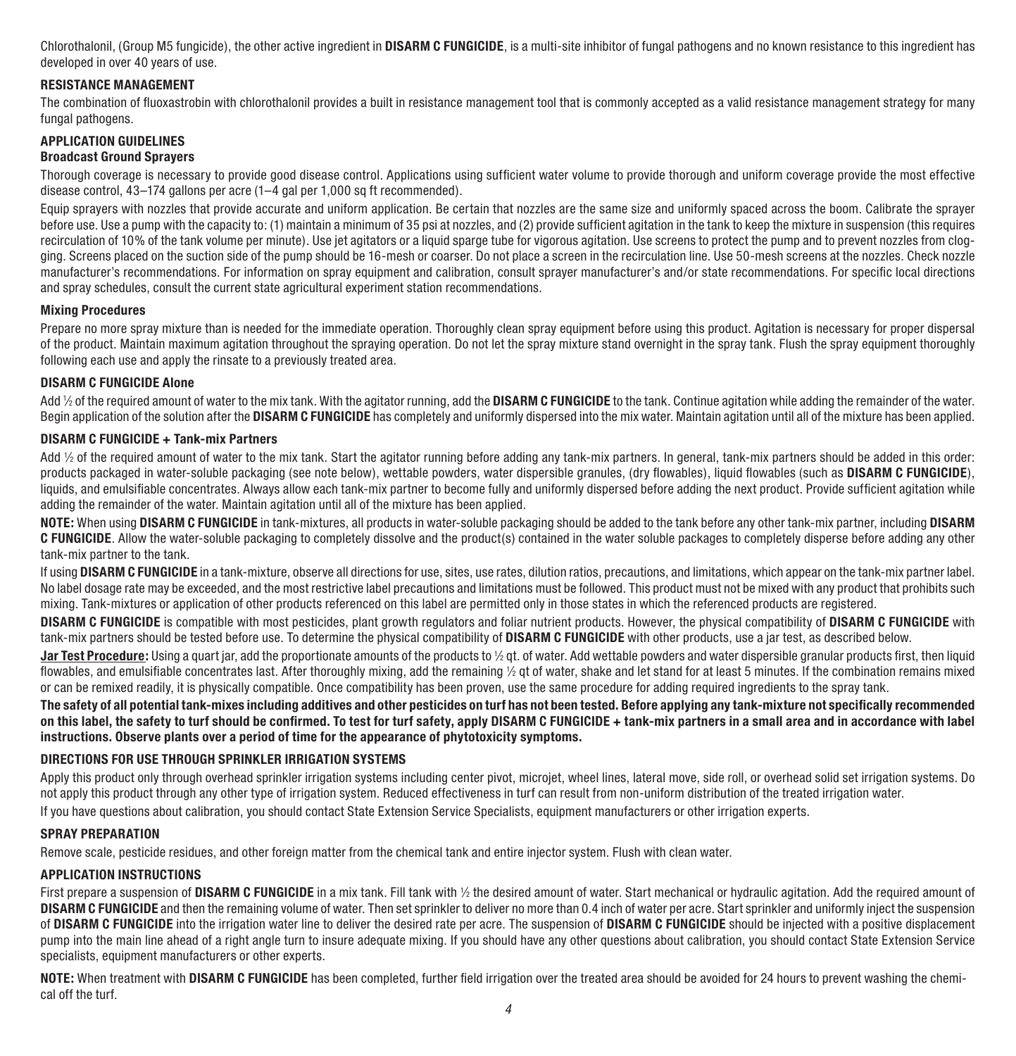Chlorothalonil, (Group M5 fungicide), the other active ingredient in **DISARM C FUNGICIDE**, is a multi-site inhibitor of fungal pathogens and no known resistance to this ingredient has developed in over 40 years of use.

### RESISTANCE MANAGEMENT

The combination of fluoxastrobin with chlorothalonil provides a built in resistance management tool that is commonly accepted as a valid resistance management strategy for many fungal pathogens.

### APPLICATION GUIDELINES

#### Broadcast Ground Sprayers

Thorough coverage is necessary to provide good disease control. Applications using sufficient water volume to provide thorough and uniform coverage provide the most effective disease control, 43–174 gallons per acre (1–4 gal per 1,000 sq ft recommended).

Equip sprayers with nozzles that provide accurate and uniform application. Be certain that nozzles are the same size and uniformly spaced across the boom. Calibrate the sprayer before use. Use a pump with the capacity to: (1) maintain a minimum of 35 psi at nozzles, and (2) provide sufficient agitation in the tank to keep the mixture in suspension (this requires recirculation of 10% of the tank volume per minute). Use jet agitators or a liquid sparge tube for vigorous agitation. Use screens to protect the pump and to prevent nozzles from clogging. Screens placed on the suction side of the pump should be 16-mesh or coarser. Do not place a screen in the recirculation line. Use 50-mesh screens at the nozzles. Check nozzle manufacturer's recommendations. For information on spray equipment and calibration, consult sprayer manufacturer's and/or state recommendations. For specific local directions and spray schedules, consult the current state agricultural experiment station recommendations.

#### Mixing Procedures

Prepare no more spray mixture than is needed for the immediate operation. Thoroughly clean spray equipment before using this product. Agitation is necessary for proper dispersal of the product. Maintain maximum agitation throughout the spraying operation. Do not let the spray mixture stand overnight in the spray tank. Flush the spray equipment thoroughly following each use and apply the rinsate to a previously treated area.

#### DISARM C FUNGICIDE Alone

Add ½ of the required amount of water to the mix tank. With the agitator running, add the **DISARM C FUNGICIDE** to the tank. Continue agitation while adding the remainder of the water. Begin application of the solution after the **DISARM C FUNGICIDE** has completely and uniformly dispersed into the mix water. Maintain agitation until all of the mixture has been applied.

#### DISARM C FUNGICIDE + Tank-mix Partners

Add ½ of the required amount of water to the mix tank. Start the agitator running before adding any tank-mix partners. In general, tank-mix partners should be added in this order: products packaged in water-soluble packaging (see note below), wettable powders, water dispersible granules, (dry flowables), liquid flowables (such as **DISARM C FUNGICIDE**), liquids, and emulsifiable concentrates. Always allow each tank-mix partner to become fully and uniformly dispersed before adding the next product. Provide sufficient agitation while adding the remainder of the water. Maintain agitation until all of the mixture has been applied.

**NOTE:** When using **DISARM C FUNGICIDE** in tank-mixtures, all products in water-soluble packaging should be added to the tank before any other tank-mix partner, including **DISARM C FUNGICIDE**. Allow the water-soluble packaging to completely dissolve and the product(s) contained in the water soluble packages to completely disperse before adding any other tank-mix partner to the tank.

If using **DISARM C FUNGICIDE** in a tank-mixture, observe all directions for use, sites, use rates, dilution ratios, precautions, and limitations, which appear on the tank-mix partner label. No label dosage rate may be exceeded, and the most restrictive label precautions and limitations must be followed. This product must not be mixed with any product that prohibits such mixing. Tank-mixtures or application of other products referenced on this label are permitted only in those states in which the referenced products are registered.

**DISARM C FUNGICIDE** is compatible with most pesticides, plant growth regulators and foliar nutrient products. However, the physical compatibility of **DISARM C FUNGICIDE** with tank-mix partners should be tested before use. To determine the physical compatibility of **DISARM C FUNGICIDE** with other products, use a jar test, as described below.

**Jar Test Procedure:** Using a quart jar, add the proportionate amounts of the products to ½ qt. of water. Add wettable powders and water dispersible granular products first, then liquid flowables, and emulsifiable concentrates last. After thoroughly mixing, add the remaining ½ qt of water, shake and let stand for at least 5 minutes. If the combination remains mixed or can be remixed readily, it is physically compatible. Once compatibility has been proven, use the same procedure for adding required ingredients to the spray tank.

**The safety of all potential tank-mixes including additives and other pesticides on turf has not been tested. Before applying any tank-mixture not specifically recommended on this label, the safety to turf should be confirmed. To test for turf safety, apply DISARM C FUNGICIDE + tank-mix partners in a small area and in accordance with label instructions. Observe plants over a period of time for the appearance of phytotoxicity symptoms.**

### DIRECTIONS FOR USE THROUGH SPRINKLER IRRIGATION SYSTEMS

Apply this product only through overhead sprinkler irrigation systems including center pivot, microjet, wheel lines, lateral move, side roll, or overhead solid set irrigation systems. Do not apply this product through any other type of irrigation system. Reduced effectiveness in turf can result from non-uniform distribution of the treated irrigation water.

If you have questions about calibration, you should contact State Extension Service Specialists, equipment manufacturers or other irrigation experts.

### SPRAY PREPARATION

Remove scale, pesticide residues, and other foreign matter from the chemical tank and entire injector system. Flush with clean water.

### APPLICATION INSTRUCTIONS

First prepare a suspension of **DISARM C FUNGICIDE** in a mix tank. Fill tank with ½ the desired amount of water. Start mechanical or hydraulic agitation. Add the required amount of **DISARM C FUNGICIDE** and then the remaining volume of water. Then set sprinkler to deliver no more than 0.4 inch of water per acre. Start sprinkler and uniformly inject the suspension of **DISARM C FUNGICIDE** into the irrigation water line to deliver the desired rate per acre. The suspension of **DISARM C FUNGICIDE** should be injected with a positive displacement pump into the main line ahead of a right angle turn to insure adequate mixing. If you should have any other questions about calibration, you should contact State Extension Service specialists, equipment manufacturers or other experts.

**NOTE:** When treatment with **DISARM C FUNGICIDE** has been completed, further field irrigation over the treated area should be avoided for 24 hours to prevent washing the chemical off the turf.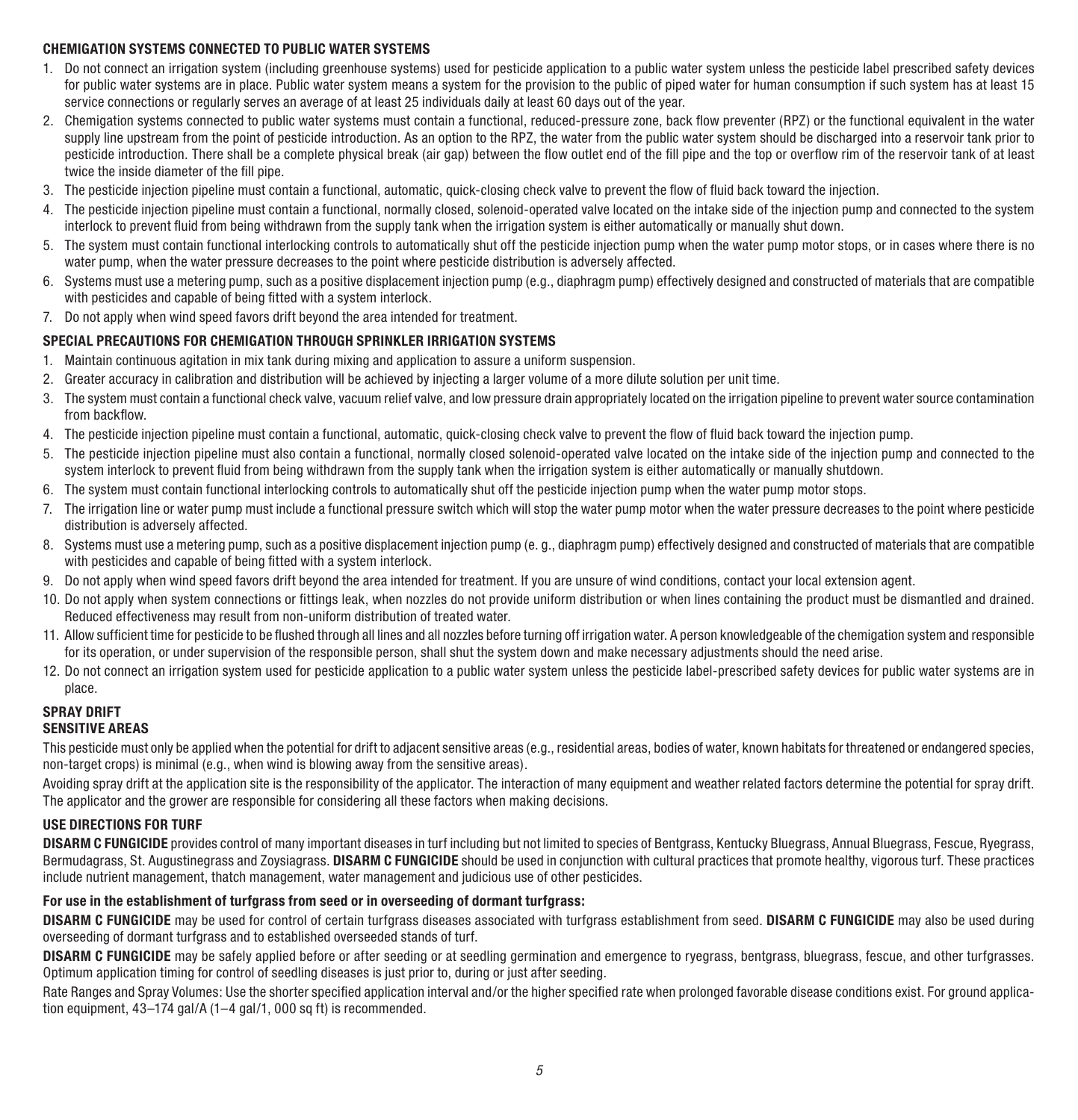### CHEMIGATION SYSTEMS CONNECTED TO PUBLIC WATER SYSTEMS

1. Do not connect an irrigation system (including greenhouse systems) used for pesticide application to a public water system unless the pesticide label prescribed safety devices for public water systems are in place. Public water system means a system for the provision to the public of piped water for human consumption if such system has at least 15 service connections or regularly serves an average of at least 25 individuals daily at least 60 days out of the year.
2. Chemigation systems connected to public water systems must contain a functional, reduced-pressure zone, back flow preventer (RPZ) or the functional equivalent in the water supply line upstream from the point of pesticide introduction. As an option to the RPZ, the water from the public water system should be discharged into a reservoir tank prior to pesticide introduction. There shall be a complete physical break (air gap) between the flow outlet end of the fill pipe and the top or overflow rim of the reservoir tank of at least twice the inside diameter of the fill pipe.
3. The pesticide injection pipeline must contain a functional, automatic, quick-closing check valve to prevent the flow of fluid back toward the injection.
4. The pesticide injection pipeline must contain a functional, normally closed, solenoid-operated valve located on the intake side of the injection pump and connected to the system interlock to prevent fluid from being withdrawn from the supply tank when the irrigation system is either automatically or manually shut down.
5. The system must contain functional interlocking controls to automatically shut off the pesticide injection pump when the water pump motor stops, or in cases where there is no water pump, when the water pressure decreases to the point where pesticide distribution is adversely affected.
6. Systems must use a metering pump, such as a positive displacement injection pump (e.g., diaphragm pump) effectively designed and constructed of materials that are compatible with pesticides and capable of being fitted with a system interlock.
7. Do not apply when wind speed favors drift beyond the area intended for treatment.

### SPECIAL PRECAUTIONS FOR CHEMIGATION THROUGH SPRINKLER IRRIGATION SYSTEMS

1. Maintain continuous agitation in mix tank during mixing and application to assure a uniform suspension.
2. Greater accuracy in calibration and distribution will be achieved by injecting a larger volume of a more dilute solution per unit time.
3. The system must contain a functional check valve, vacuum relief valve, and low pressure drain appropriately located on the irrigation pipeline to prevent water source contamination from backflow.
4. The pesticide injection pipeline must contain a functional, automatic, quick-closing check valve to prevent the flow of fluid back toward the injection pump.
5. The pesticide injection pipeline must also contain a functional, normally closed solenoid-operated valve located on the intake side of the injection pump and connected to the system interlock to prevent fluid from being withdrawn from the supply tank when the irrigation system is either automatically or manually shutdown.
6. The system must contain functional interlocking controls to automatically shut off the pesticide injection pump when the water pump motor stops.
7. The irrigation line or water pump must include a functional pressure switch which will stop the water pump motor when the water pressure decreases to the point where pesticide distribution is adversely affected.
8. Systems must use a metering pump, such as a positive displacement injection pump (e. g., diaphragm pump) effectively designed and constructed of materials that are compatible with pesticides and capable of being fitted with a system interlock.
9. Do not apply when wind speed favors drift beyond the area intended for treatment. If you are unsure of wind conditions, contact your local extension agent.
10. Do not apply when system connections or fittings leak, when nozzles do not provide uniform distribution or when lines containing the product must be dismantled and drained. Reduced effectiveness may result from non-uniform distribution of treated water.
11. Allow sufficient time for pesticide to be flushed through all lines and all nozzles before turning off irrigation water. A person knowledgeable of the chemigation system and responsible for its operation, or under supervision of the responsible person, shall shut the system down and make necessary adjustments should the need arise.
12. Do not connect an irrigation system used for pesticide application to a public water system unless the pesticide label-prescribed safety devices for public water systems are in place.

### SPRAY DRIFT

### SENSITIVE AREAS

This pesticide must only be applied when the potential for drift to adjacent sensitive areas (e.g., residential areas, bodies of water, known habitats for threatened or endangered species, non-target crops) is minimal (e.g., when wind is blowing away from the sensitive areas).

Avoiding spray drift at the application site is the responsibility of the applicator. The interaction of many equipment and weather related factors determine the potential for spray drift. The applicator and the grower are responsible for considering all these factors when making decisions.

### USE DIRECTIONS FOR TURF

**DISARM C FUNGICIDE** provides control of many important diseases in turf including but not limited to species of Bentgrass, Kentucky Bluegrass, Annual Bluegrass, Fescue, Ryegrass, Bermudagrass, St. Augustinegrass and Zoysiagrass. **DISARM C FUNGICIDE** should be used in conjunction with cultural practices that promote healthy, vigorous turf. These practices include nutrient management, thatch management, water management and judicious use of other pesticides.

**For use in the establishment of turfgrass from seed or in overseeding of dormant turfgrass:**

**DISARM C FUNGICIDE** may be used for control of certain turfgrass diseases associated with turfgrass establishment from seed. **DISARM C FUNGICIDE** may also be used during overseeding of dormant turfgrass and to established overseeded stands of turf.

**DISARM C FUNGICIDE** may be safely applied before or after seeding or at seedling germination and emergence to ryegrass, bentgrass, bluegrass, fescue, and other turfgrasses. Optimum application timing for control of seedling diseases is just prior to, during or just after seeding.

Rate Ranges and Spray Volumes: Use the shorter specified application interval and/or the higher specified rate when prolonged favorable disease conditions exist. For ground application equipment, 43–174 gal/A (1–4 gal/1, 000 sq ft) is recommended.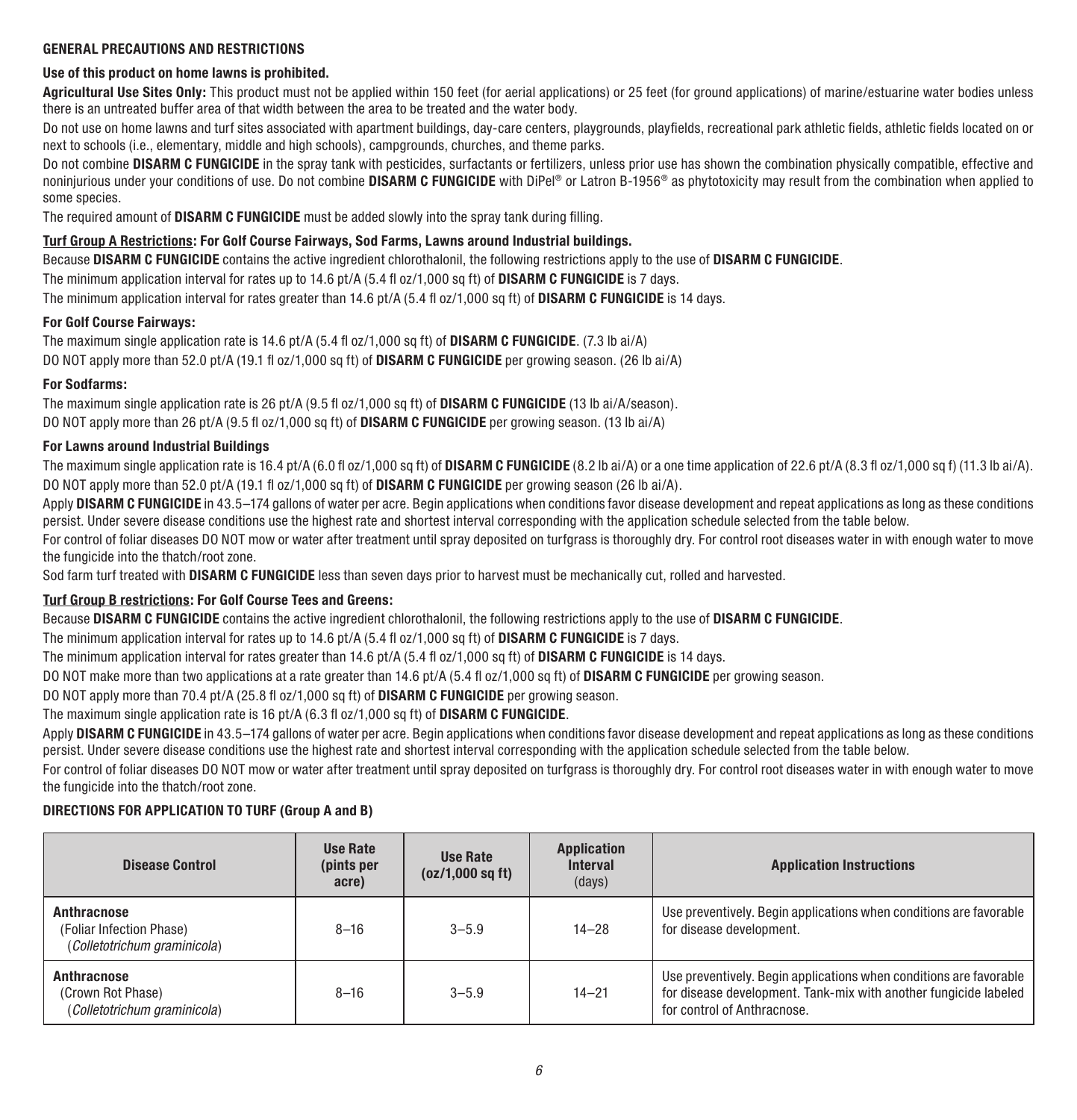### GENERAL PRECAUTIONS AND RESTRICTIONS

**Use of this product on home lawns is prohibited.**

**Agricultural Use Sites Only:** This product must not be applied within 150 feet (for aerial applications) or 25 feet (for ground applications) of marine/estuarine water bodies unless there is an untreated buffer area of that width between the area to be treated and the water body.

Do not use on home lawns and turf sites associated with apartment buildings, day-care centers, playgrounds, playfields, recreational park athletic fields, athletic fields located on or next to schools (i.e., elementary, middle and high schools), campgrounds, churches, and theme parks.

Do not combine **DISARM C FUNGICIDE** in the spray tank with pesticides, surfactants or fertilizers, unless prior use has shown the combination physically compatible, effective and noninjurious under your conditions of use. Do not combine **DISARM C FUNGICIDE** with DiPel® or Latron B-1956® as phytotoxicity may result from the combination when applied to some species.

The required amount of **DISARM C FUNGICIDE** must be added slowly into the spray tank during filling.

**Turf Group A Restrictions: For Golf Course Fairways, Sod Farms, Lawns around Industrial buildings.**

Because **DISARM C FUNGICIDE** contains the active ingredient chlorothalonil, the following restrictions apply to the use of **DISARM C FUNGICIDE**.

The minimum application interval for rates up to 14.6 pt/A (5.4 fl oz/1,000 sq ft) of **DISARM C FUNGICIDE** is 7 days.

The minimum application interval for rates greater than 14.6 pt/A (5.4 fl oz/1,000 sq ft) of **DISARM C FUNGICIDE** is 14 days.

**For Golf Course Fairways:**

The maximum single application rate is 14.6 pt/A (5.4 fl oz/1,000 sq ft) of **DISARM C FUNGICIDE**. (7.3 lb ai/A)

DO NOT apply more than 52.0 pt/A (19.1 fl oz/1,000 sq ft) of **DISARM C FUNGICIDE** per growing season. (26 lb ai/A)

**For Sodfarms:**

The maximum single application rate is 26 pt/A (9.5 fl oz/1,000 sq ft) of **DISARM C FUNGICIDE** (13 lb ai/A/season).

DO NOT apply more than 26 pt/A (9.5 fl oz/1,000 sq ft) of **DISARM C FUNGICIDE** per growing season. (13 lb ai/A)

**For Lawns around Industrial Buildings**

The maximum single application rate is 16.4 pt/A (6.0 fl oz/1,000 sq ft) of **DISARM C FUNGICIDE** (8.2 lb ai/A) or a one time application of 22.6 pt/A (8.3 fl oz/1,000 sq f) (11.3 lb ai/A).

DO NOT apply more than 52.0 pt/A (19.1 fl oz/1,000 sq ft) of **DISARM C FUNGICIDE** per growing season (26 lb ai/A).

Apply **DISARM C FUNGICIDE** in 43.5–174 gallons of water per acre. Begin applications when conditions favor disease development and repeat applications as long as these conditions persist. Under severe disease conditions use the highest rate and shortest interval corresponding with the application schedule selected from the table below.

For control of foliar diseases DO NOT mow or water after treatment until spray deposited on turfgrass is thoroughly dry. For control root diseases water in with enough water to move the fungicide into the thatch/root zone.

Sod farm turf treated with **DISARM C FUNGICIDE** less than seven days prior to harvest must be mechanically cut, rolled and harvested.

**Turf Group B restrictions: For Golf Course Tees and Greens:**

Because **DISARM C FUNGICIDE** contains the active ingredient chlorothalonil, the following restrictions apply to the use of **DISARM C FUNGICIDE**.

The minimum application interval for rates up to 14.6 pt/A (5.4 fl oz/1,000 sq ft) of **DISARM C FUNGICIDE** is 7 days.

The minimum application interval for rates greater than 14.6 pt/A (5.4 fl oz/1,000 sq ft) of **DISARM C FUNGICIDE** is 14 days.

DO NOT make more than two applications at a rate greater than 14.6 pt/A (5.4 fl oz/1,000 sq ft) of **DISARM C FUNGICIDE** per growing season.

DO NOT apply more than 70.4 pt/A (25.8 fl oz/1,000 sq ft) of **DISARM C FUNGICIDE** per growing season.

The maximum single application rate is 16 pt/A (6.3 fl oz/1,000 sq ft) of **DISARM C FUNGICIDE**.

Apply **DISARM C FUNGICIDE** in 43.5–174 gallons of water per acre. Begin applications when conditions favor disease development and repeat applications as long as these conditions persist. Under severe disease conditions use the highest rate and shortest interval corresponding with the application schedule selected from the table below.

For control of foliar diseases DO NOT mow or water after treatment until spray deposited on turfgrass is thoroughly dry. For control root diseases water in with enough water to move the fungicide into the thatch/root zone.

### DIRECTIONS FOR APPLICATION TO TURF (Group A and B)

| Disease Control | Use Rate (pints per acre) | Use Rate (oz/1,000 sq ft) | Application Interval (days) | Application Instructions |
|---|---|---|---|---|
| **Anthracnose** (Foliar Infection Phase) (*Colletotrichum graminicola*) | 8–16 | 3–5.9 | 14–28 | Use preventively. Begin applications when conditions are favorable for disease development. |
| **Anthracnose** (Crown Rot Phase) (*Colletotrichum graminicola*) | 8–16 | 3–5.9 | 14–21 | Use preventively. Begin applications when conditions are favorable for disease development. Tank-mix with another fungicide labeled for control of Anthracnose. |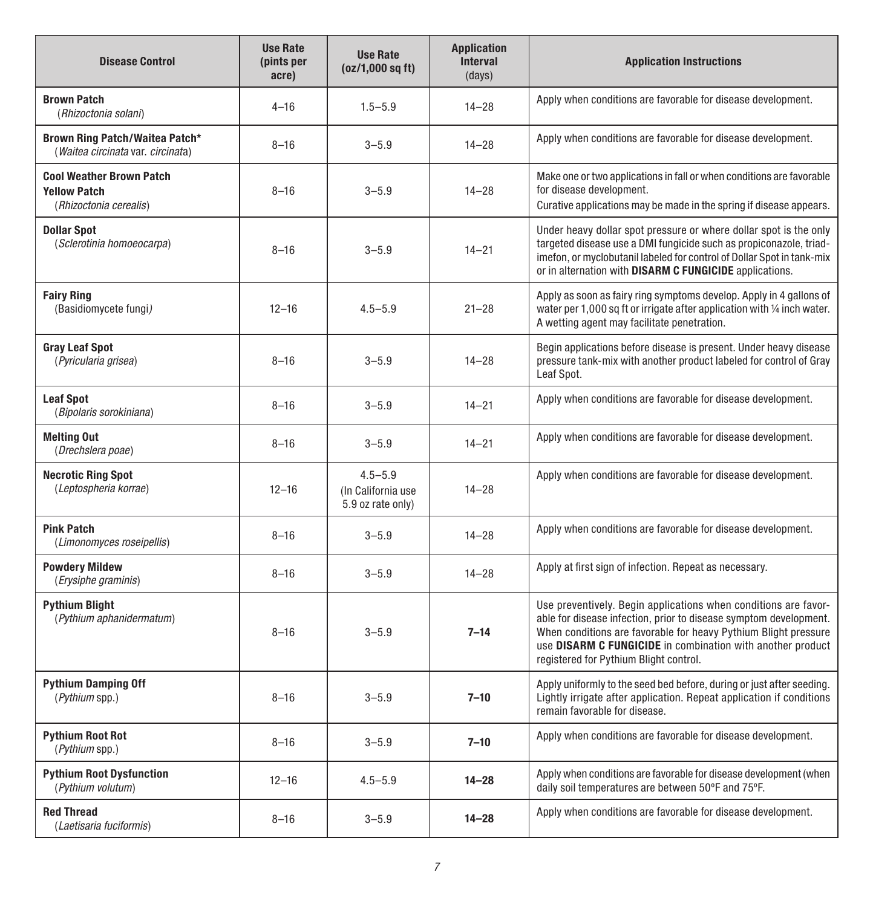| Disease Control | Use Rate (pints per acre) | Use Rate (oz/1,000 sq ft) | Application Interval (days) | Application Instructions |
|---|---|---|---|---|
| **Brown Patch** (*Rhizoctonia solani*) | 4–16 | 1.5–5.9 | 14–28 | Apply when conditions are favorable for disease development. |
| **Brown Ring Patch/Waitea Patch*** (*Waitea circinata* var. *circinata*) | 8–16 | 3–5.9 | 14–28 | Apply when conditions are favorable for disease development. |
| **Cool Weather Brown Patch** **Yellow Patch** (*Rhizoctonia cerealis*) | 8–16 | 3–5.9 | 14–28 | Make one or two applications in fall or when conditions are favorable for disease development. Curative applications may be made in the spring if disease appears. |
| **Dollar Spot** (*Sclerotinia homoeocarpa*) | 8–16 | 3–5.9 | 14–21 | Under heavy dollar spot pressure or where dollar spot is the only targeted disease use a DMI fungicide such as propiconazole, triadimefon, or myclobutanil labeled for control of Dollar Spot in tank-mix or in alternation with **DISARM C FUNGICIDE** applications. |
| **Fairy Ring** (Basidiomycete fungi) | 12–16 | 4.5–5.9 | 21–28 | Apply as soon as fairy ring symptoms develop. Apply in 4 gallons of water per 1,000 sq ft or irrigate after application with ¼ inch water. A wetting agent may facilitate penetration. |
| **Gray Leaf Spot** (*Pyricularia grisea*) | 8–16 | 3–5.9 | 14–28 | Begin applications before disease is present. Under heavy disease pressure tank-mix with another product labeled for control of Gray Leaf Spot. |
| **Leaf Spot** (*Bipolaris sorokiniana*) | 8–16 | 3–5.9 | 14–21 | Apply when conditions are favorable for disease development. |
| **Melting Out** (*Drechslera poae*) | 8–16 | 3–5.9 | 14–21 | Apply when conditions are favorable for disease development. |
| **Necrotic Ring Spot** (*Leptospheria korrae*) | 12–16 | 4.5–5.9 (In California use 5.9 oz rate only) | 14–28 | Apply when conditions are favorable for disease development. |
| **Pink Patch** (*Limonomyces roseipellis*) | 8–16 | 3–5.9 | 14–28 | Apply when conditions are favorable for disease development. |
| **Powdery Mildew** (*Erysiphe graminis*) | 8–16 | 3–5.9 | 14–28 | Apply at first sign of infection. Repeat as necessary. |
| **Pythium Blight** (*Pythium aphanidermatum*) | 8–16 | 3–5.9 | **7–14** | Use preventively. Begin applications when conditions are favorable for disease infection, prior to disease symptom development. When conditions are favorable for heavy Pythium Blight pressure use **DISARM C FUNGICIDE** in combination with another product registered for Pythium Blight control. |
| **Pythium Damping Off** (*Pythium* spp.) | 8–16 | 3–5.9 | **7–10** | Apply uniformly to the seed bed before, during or just after seeding. Lightly irrigate after application. Repeat application if conditions remain favorable for disease. |
| **Pythium Root Rot** (*Pythium* spp.) | 8–16 | 3–5.9 | **7–10** | Apply when conditions are favorable for disease development. |
| **Pythium Root Dysfunction** (*Pythium volutum*) | 12–16 | 4.5–5.9 | **14–28** | Apply when conditions are favorable for disease development (when daily soil temperatures are between 50ºF and 75ºF. |
| **Red Thread** (*Laetisaria fuciformis*) | 8–16 | 3–5.9 | **14–28** | Apply when conditions are favorable for disease development. |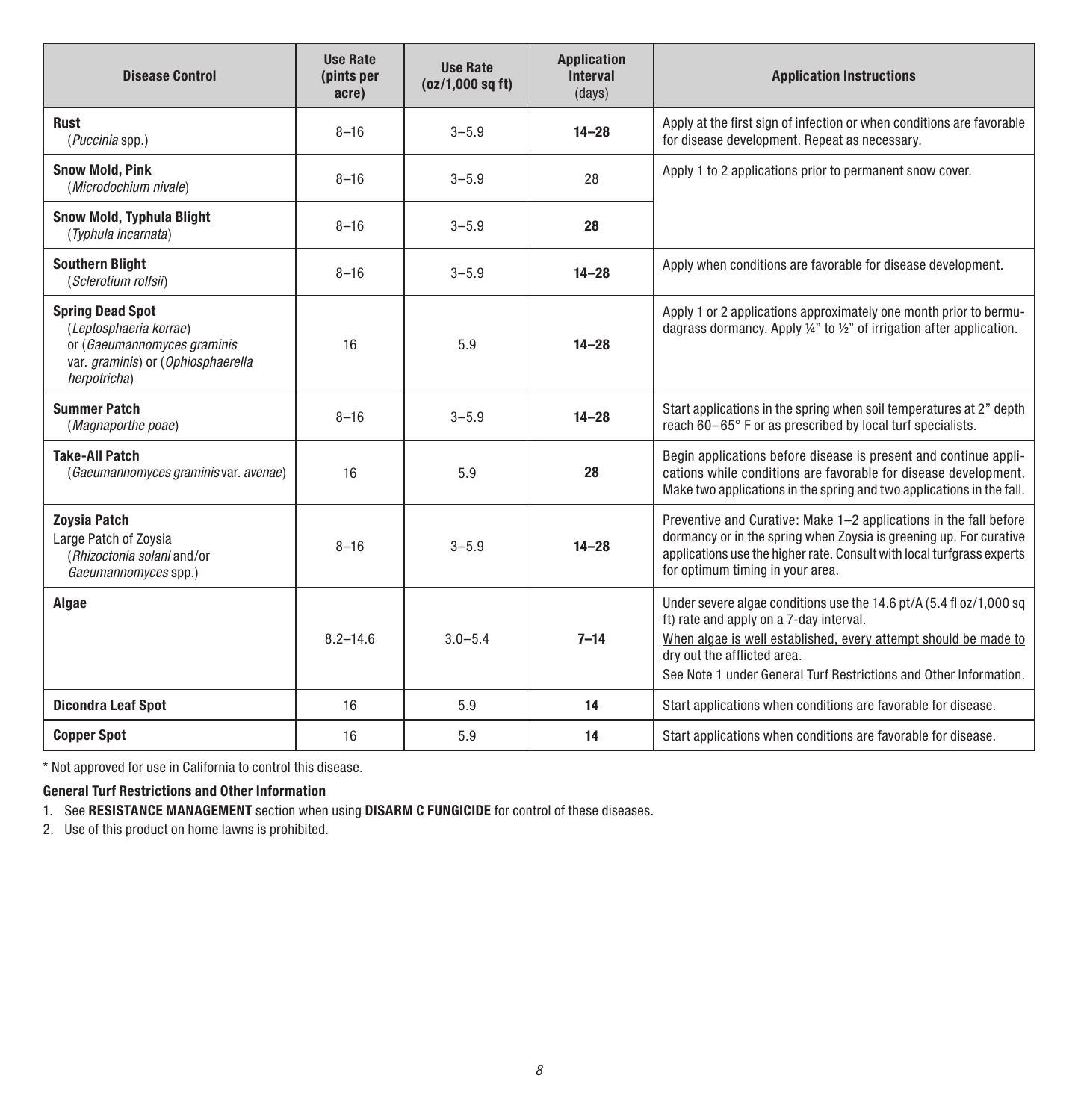| Disease Control | Use Rate (pints per acre) | Use Rate (oz/1,000 sq ft) | Application Interval (days) | Application Instructions |
|---|---|---|---|---|
| **Rust** (*Puccinia* spp.) | 8–16 | 3–5.9 | **14–28** | Apply at the first sign of infection or when conditions are favorable for disease development. Repeat as necessary. |
| **Snow Mold, Pink** (*Microdochium nivale*) | 8–16 | 3–5.9 | 28 | Apply 1 to 2 applications prior to permanent snow cover. |
| **Snow Mold, Typhula Blight** (*Typhula incarnata*) | 8–16 | 3–5.9 | **28** | |
| **Southern Blight** (*Sclerotium rolfsii*) | 8–16 | 3–5.9 | **14–28** | Apply when conditions are favorable for disease development. |
| **Spring Dead Spot** (*Leptosphaeria korrae*) or (*Gaeumannomyces graminis* var. *graminis*) or (*Ophiosphaerella herpotricha*) | 16 | 5.9 | **14–28** | Apply 1 or 2 applications approximately one month prior to bermudagrass dormancy. Apply ¼" to ½" of irrigation after application. |
| **Summer Patch** (*Magnaporthe poae*) | 8–16 | 3–5.9 | **14–28** | Start applications in the spring when soil temperatures at 2" depth reach 60–65° F or as prescribed by local turf specialists. |
| **Take-All Patch** (*Gaeumannomyces graminis* var. *avenae*) | 16 | 5.9 | **28** | Begin applications before disease is present and continue applications while conditions are favorable for disease development. Make two applications in the spring and two applications in the fall. |
| **Zoysia Patch** Large Patch of Zoysia (*Rhizoctonia solani* and/or *Gaeumannomyces* spp.) | 8–16 | 3–5.9 | **14–28** | Preventive and Curative: Make 1–2 applications in the fall before dormancy or in the spring when Zoysia is greening up. For curative applications use the higher rate. Consult with local turfgrass experts for optimum timing in your area. |
| **Algae** | 8.2–14.6 | 3.0–5.4 | **7–14** | Under severe algae conditions use the 14.6 pt/A (5.4 fl oz/1,000 sq ft) rate and apply on a 7-day interval. When algae is well established, every attempt should be made to dry out the afflicted area. See Note 1 under General Turf Restrictions and Other Information. |
| **Dicondra Leaf Spot** | 16 | 5.9 | **14** | Start applications when conditions are favorable for disease. |
| **Copper Spot** | 16 | 5.9 | **14** | Start applications when conditions are favorable for disease. |

\* Not approved for use in California to control this disease.

**General Turf Restrictions and Other Information**

1. See **RESISTANCE MANAGEMENT** section when using **DISARM C FUNGICIDE** for control of these diseases.
2. Use of this product on home lawns is prohibited.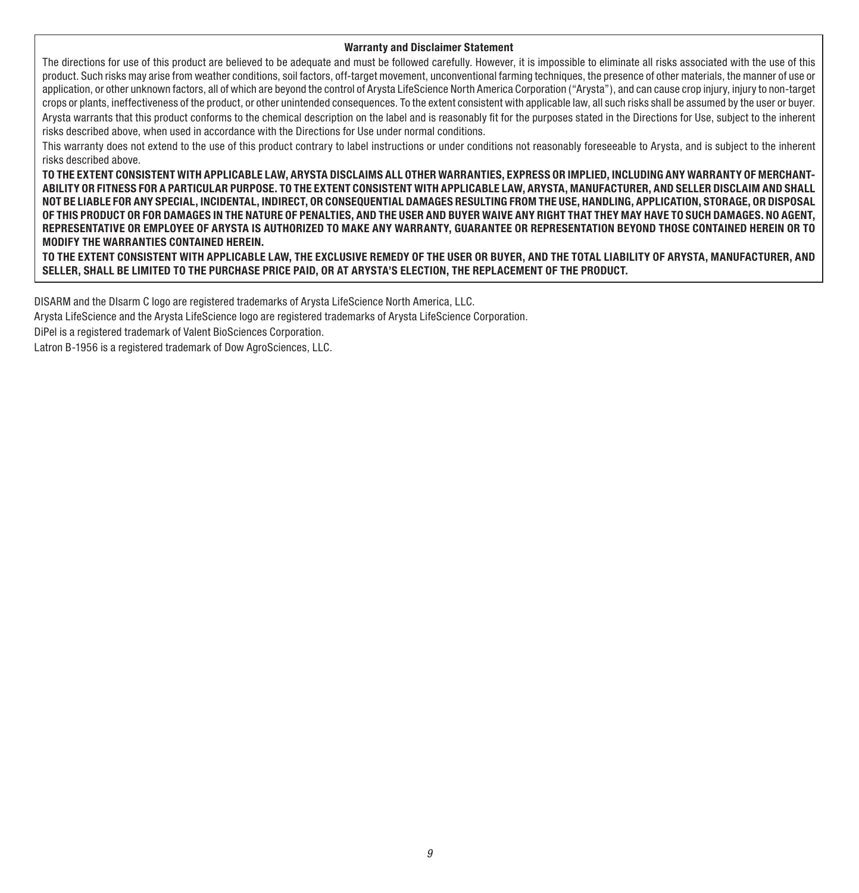## Warranty and Disclaimer Statement

The directions for use of this product are believed to be adequate and must be followed carefully. However, it is impossible to eliminate all risks associated with the use of this product. Such risks may arise from weather conditions, soil factors, off-target movement, unconventional farming techniques, the presence of other materials, the manner of use or application, or other unknown factors, all of which are beyond the control of Arysta LifeScience North America Corporation ("Arysta"), and can cause crop injury, injury to non-target crops or plants, ineffectiveness of the product, or other unintended consequences. To the extent consistent with applicable law, all such risks shall be assumed by the user or buyer.

Arysta warrants that this product conforms to the chemical description on the label and is reasonably fit for the purposes stated in the Directions for Use, subject to the inherent risks described above, when used in accordance with the Directions for Use under normal conditions.

This warranty does not extend to the use of this product contrary to label instructions or under conditions not reasonably foreseeable to Arysta, and is subject to the inherent risks described above.

**TO THE EXTENT CONSISTENT WITH APPLICABLE LAW, ARYSTA DISCLAIMS ALL OTHER WARRANTIES, EXPRESS OR IMPLIED, INCLUDING ANY WARRANTY OF MERCHANTABILITY OR FITNESS FOR A PARTICULAR PURPOSE. TO THE EXTENT CONSISTENT WITH APPLICABLE LAW, ARYSTA, MANUFACTURER, AND SELLER DISCLAIM AND SHALL NOT BE LIABLE FOR ANY SPECIAL, INCIDENTAL, INDIRECT, OR CONSEQUENTIAL DAMAGES RESULTING FROM THE USE, HANDLING, APPLICATION, STORAGE, OR DISPOSAL OF THIS PRODUCT OR FOR DAMAGES IN THE NATURE OF PENALTIES, AND THE USER AND BUYER WAIVE ANY RIGHT THAT THEY MAY HAVE TO SUCH DAMAGES. NO AGENT, REPRESENTATIVE OR EMPLOYEE OF ARYSTA IS AUTHORIZED TO MAKE ANY WARRANTY, GUARANTEE OR REPRESENTATION BEYOND THOSE CONTAINED HEREIN OR TO MODIFY THE WARRANTIES CONTAINED HEREIN.**

**TO THE EXTENT CONSISTENT WITH APPLICABLE LAW, THE EXCLUSIVE REMEDY OF THE USER OR BUYER, AND THE TOTAL LIABILITY OF ARYSTA, MANUFACTURER, AND SELLER, SHALL BE LIMITED TO THE PURCHASE PRICE PAID, OR AT ARYSTA'S ELECTION, THE REPLACEMENT OF THE PRODUCT.**

DISARM and the DIsarm C logo are registered trademarks of Arysta LifeScience North America, LLC.

Arysta LifeScience and the Arysta LifeScience logo are registered trademarks of Arysta LifeScience Corporation.

DiPel is a registered trademark of Valent BioSciences Corporation.

Latron B-1956 is a registered trademark of Dow AgroSciences, LLC.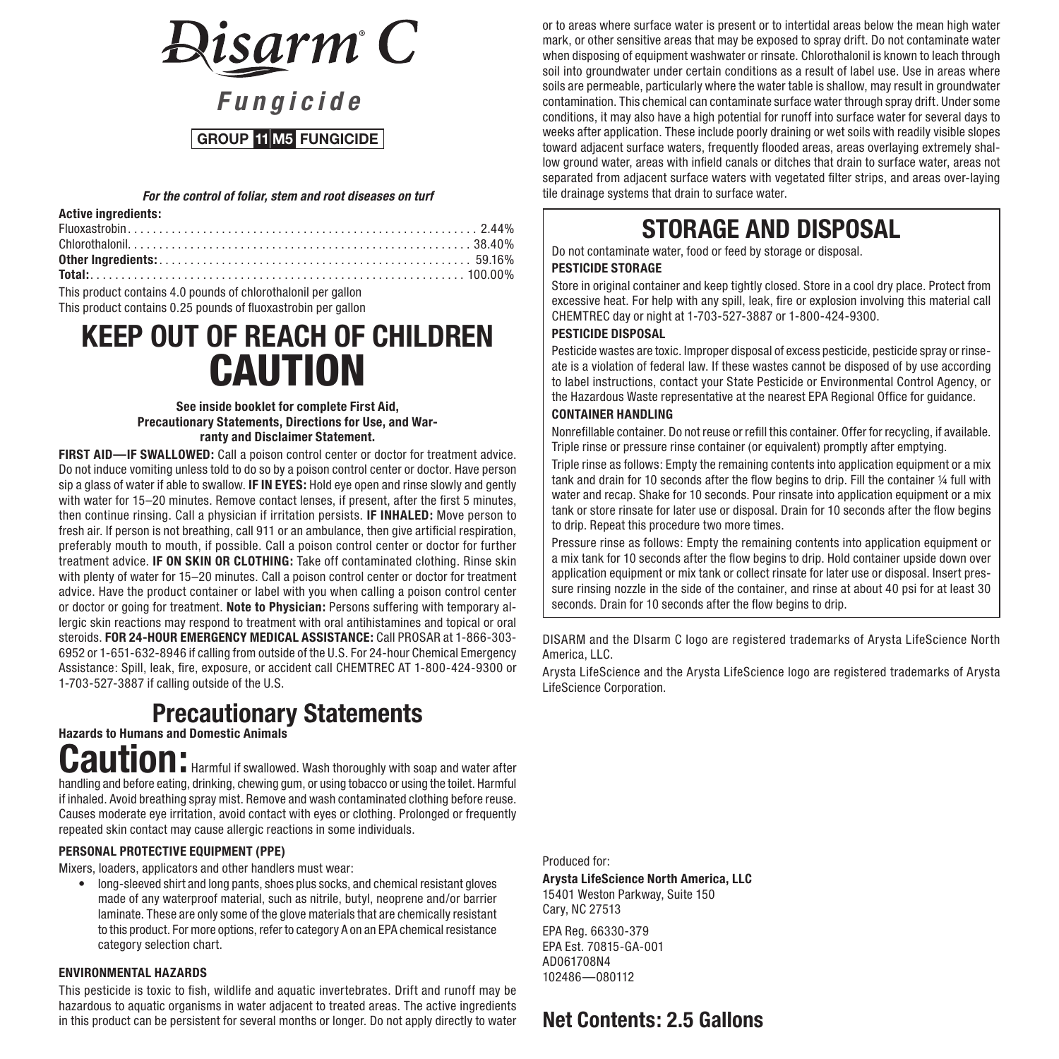# Disarm® C

## *Fungicide*

**GROUP 11 M5 FUNGICIDE**

***For the control of foliar, stem and root diseases on turf***

**Active ingredients:**

| | |
|---|---|
| Fluoxastrobin | 2.44% |
| Chlorothalonil | 38.40% |
| **Other Ingredients:** | 59.16% |
| **Total:** | 100.00% |

This product contains 4.0 pounds of chlorothalonil per gallon
This product contains 0.25 pounds of fluoxastrobin per gallon

# KEEP OUT OF REACH OF CHILDREN
# CAUTION

**See inside booklet for complete First Aid, Precautionary Statements, Directions for Use, and Warranty and Disclaimer Statement.**

**FIRST AID—IF SWALLOWED:** Call a poison control center or doctor for treatment advice. Do not induce vomiting unless told to do so by a poison control center or doctor. Have person sip a glass of water if able to swallow. **IF IN EYES:** Hold eye open and rinse slowly and gently with water for 15–20 minutes. Remove contact lenses, if present, after the first 5 minutes, then continue rinsing. Call a physician if irritation persists. **IF INHALED:** Move person to fresh air. If person is not breathing, call 911 or an ambulance, then give artificial respiration, preferably mouth to mouth, if possible. Call a poison control center or doctor for further treatment advice. **IF ON SKIN OR CLOTHING:** Take off contaminated clothing. Rinse skin with plenty of water for 15–20 minutes. Call a poison control center or doctor for treatment advice. Have the product container or label with you when calling a poison control center or doctor or going for treatment. **Note to Physician:** Persons suffering with temporary allergic skin reactions may respond to treatment with oral antihistamines and topical or oral steroids. **FOR 24-HOUR EMERGENCY MEDICAL ASSISTANCE:** Call PROSAR at 1-866-303-6952 or 1-651-632-8946 if calling from outside of the U.S. For 24-hour Chemical Emergency Assistance: Spill, leak, fire, exposure, or accident call CHEMTREC AT 1-800-424-9300 or 1-703-527-3887 if calling outside of the U.S.

## Precautionary Statements

**Hazards to Humans and Domestic Animals**

**Caution:** Harmful if swallowed. Wash thoroughly with soap and water after handling and before eating, drinking, chewing gum, or using tobacco or using the toilet. Harmful if inhaled. Avoid breathing spray mist. Remove and wash contaminated clothing before reuse. Causes moderate eye irritation, avoid contact with eyes or clothing. Prolonged or frequently repeated skin contact may cause allergic reactions in some individuals.

### PERSONAL PROTECTIVE EQUIPMENT (PPE)

Mixers, loaders, applicators and other handlers must wear:

- long-sleeved shirt and long pants, shoes plus socks, and chemical resistant gloves made of any waterproof material, such as nitrile, butyl, neoprene and/or barrier laminate. These are only some of the glove materials that are chemically resistant to this product. For more options, refer to category A on an EPA chemical resistance category selection chart.

### ENVIRONMENTAL HAZARDS

This pesticide is toxic to fish, wildlife and aquatic invertebrates. Drift and runoff may be hazardous to aquatic organisms in water adjacent to treated areas. The active ingredients in this product can be persistent for several months or longer. Do not apply directly to water or to areas where surface water is present or to intertidal areas below the mean high water mark, or other sensitive areas that may be exposed to spray drift. Do not contaminate water when disposing of equipment washwater or rinsate. Chlorothalonil is known to leach through soil into groundwater under certain conditions as a result of label use. Use in areas where soils are permeable, particularly where the water table is shallow, may result in groundwater contamination. This chemical can contaminate surface water through spray drift. Under some conditions, it may also have a high potential for runoff into surface water for several days to weeks after application. These include poorly draining or wet soils with readily visible slopes toward adjacent surface waters, frequently flooded areas, areas overlaying extremely shallow ground water, areas with infield canals or ditches that drain to surface water, areas not separated from adjacent surface waters with vegetated filter strips, and areas over-laying tile drainage systems that drain to surface water.

## STORAGE AND DISPOSAL

Do not contaminate water, food or feed by storage or disposal.

**PESTICIDE STORAGE**

Store in original container and keep tightly closed. Store in a cool dry place. Protect from excessive heat. For help with any spill, leak, fire or explosion involving this material call CHEMTREC day or night at 1-703-527-3887 or 1-800-424-9300.

**PESTICIDE DISPOSAL**

Pesticide wastes are toxic. Improper disposal of excess pesticide, pesticide spray or rinseate is a violation of federal law. If these wastes cannot be disposed of by use according to label instructions, contact your State Pesticide or Environmental Control Agency, or the Hazardous Waste representative at the nearest EPA Regional Office for guidance.

**CONTAINER HANDLING**

Nonrefillable container. Do not reuse or refill this container. Offer for recycling, if available. Triple rinse or pressure rinse container (or equivalent) promptly after emptying.

Triple rinse as follows: Empty the remaining contents into application equipment or a mix tank and drain for 10 seconds after the flow begins to drip. Fill the container ¼ full with water and recap. Shake for 10 seconds. Pour rinsate into application equipment or a mix tank or store rinsate for later use or disposal. Drain for 10 seconds after the flow begins to drip. Repeat this procedure two more times.

Pressure rinse as follows: Empty the remaining contents into application equipment or a mix tank for 10 seconds after the flow begins to drip. Hold container upside down over application equipment or mix tank or collect rinsate for later use or disposal. Insert pressure rinsing nozzle in the side of the container, and rinse at about 40 psi for at least 30 seconds. Drain for 10 seconds after the flow begins to drip.

DISARM and the DIsarm C logo are registered trademarks of Arysta LifeScience North America, LLC.

Arysta LifeScience and the Arysta LifeScience logo are registered trademarks of Arysta LifeScience Corporation.

Produced for:

**Arysta LifeScience North America, LLC**
15401 Weston Parkway, Suite 150
Cary, NC 27513

EPA Reg. 66330-379
EPA Est. 70815-GA-001
AD061708N4
102486—080112

## Net Contents: 2.5 Gallons